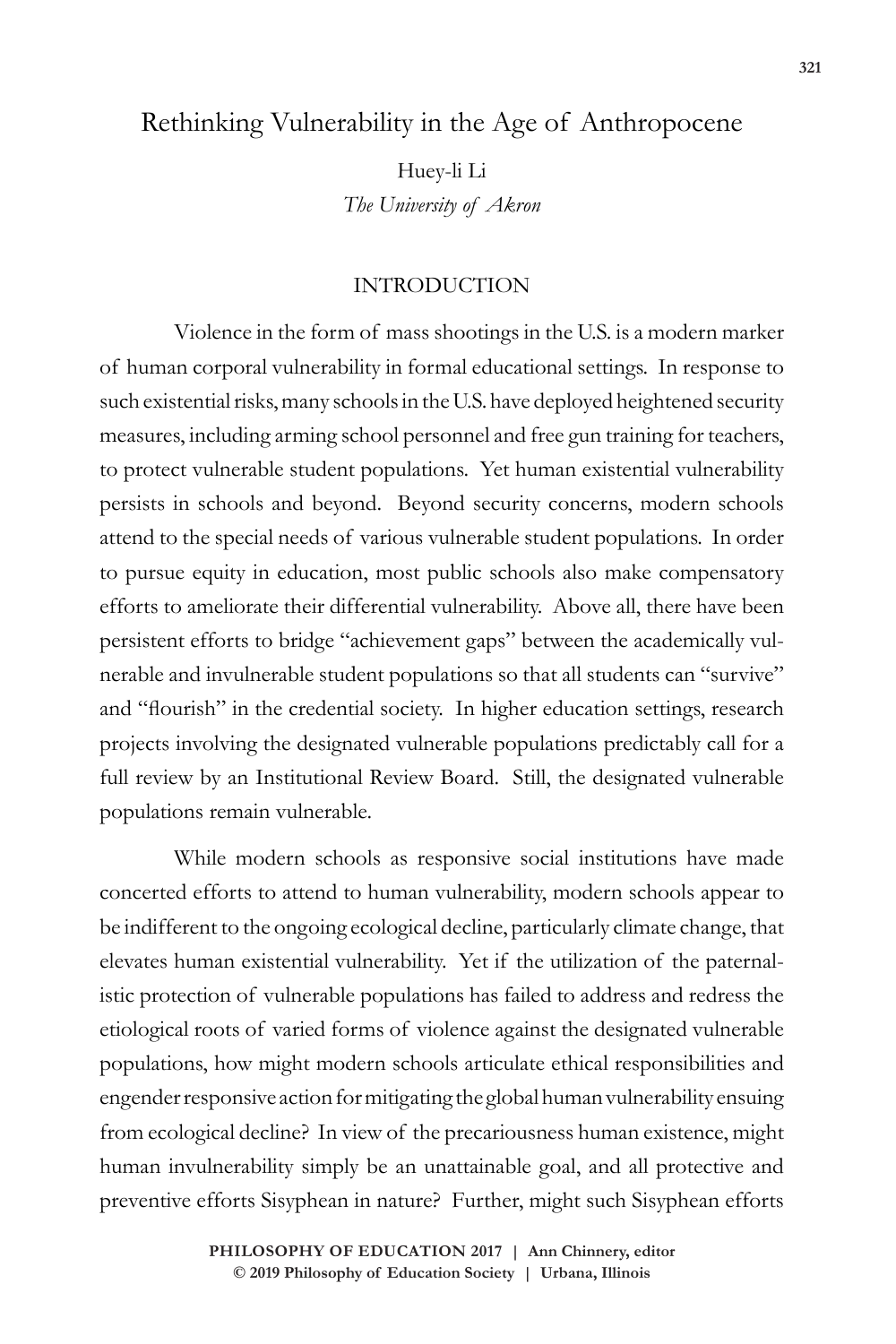# Rethinking Vulnerability in the Age of Anthropocene

Huey-li Li
*The University of Akron*

## INTRODUCTION

Violence in the form of mass shootings in the U.S. is a modern marker of human corporal vulnerability in formal educational settings. In response to such existential risks, many schools in the U.S. have deployed heightened security measures, including arming school personnel and free gun training for teachers, to protect vulnerable student populations. Yet human existential vulnerability persists in schools and beyond. Beyond security concerns, modern schools attend to the special needs of various vulnerable student populations. In order to pursue equity in education, most public schools also make compensatory efforts to ameliorate their differential vulnerability. Above all, there have been persistent efforts to bridge "achievement gaps" between the academically vulnerable and invulnerable student populations so that all students can "survive" and "flourish" in the credential society. In higher education settings, research projects involving the designated vulnerable populations predictably call for a full review by an Institutional Review Board. Still, the designated vulnerable populations remain vulnerable.

While modern schools as responsive social institutions have made concerted efforts to attend to human vulnerability, modern schools appear to be indifferent to the ongoing ecological decline, particularly climate change, that elevates human existential vulnerability. Yet if the utilization of the paternalistic protection of vulnerable populations has failed to address and redress the etiological roots of varied forms of violence against the designated vulnerable populations, how might modern schools articulate ethical responsibilities and engender responsive action for mitigating the global human vulnerability ensuing from ecological decline? In view of the precariousness human existence, might human invulnerability simply be an unattainable goal, and all protective and preventive efforts Sisyphean in nature? Further, might such Sisyphean efforts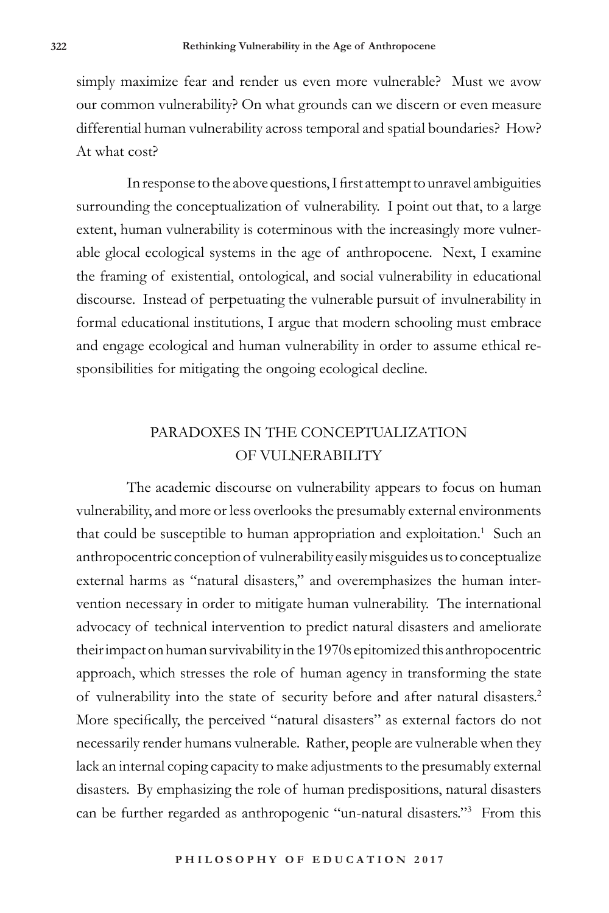simply maximize fear and render us even more vulnerable? Must we avow our common vulnerability? On what grounds can we discern or even measure differential human vulnerability across temporal and spatial boundaries? How? At what cost?

In response to the above questions, I first attempt to unravel ambiguities surrounding the conceptualization of vulnerability. I point out that, to a large extent, human vulnerability is coterminous with the increasingly more vulnerable glocal ecological systems in the age of anthropocene. Next, I examine the framing of existential, ontological, and social vulnerability in educational discourse. Instead of perpetuating the vulnerable pursuit of invulnerability in formal educational institutions, I argue that modern schooling must embrace and engage ecological and human vulnerability in order to assume ethical responsibilities for mitigating the ongoing ecological decline.

## PARADOXES IN THE CONCEPTUALIZATION OF VULNERABILITY

The academic discourse on vulnerability appears to focus on human vulnerability, and more or less overlooks the presumably external environments that could be susceptible to human appropriation and exploitation.[1] Such an anthropocentric conception of vulnerability easily misguides us to conceptualize external harms as "natural disasters," and overemphasizes the human intervention necessary in order to mitigate human vulnerability. The international advocacy of technical intervention to predict natural disasters and ameliorate their impact on human survivability in the 1970s epitomized this anthropocentric approach, which stresses the role of human agency in transforming the state of vulnerability into the state of security before and after natural disasters.[2] More specifically, the perceived "natural disasters" as external factors do not necessarily render humans vulnerable. Rather, people are vulnerable when they lack an internal coping capacity to make adjustments to the presumably external disasters. By emphasizing the role of human predispositions, natural disasters can be further regarded as anthropogenic "un-natural disasters."[3] From this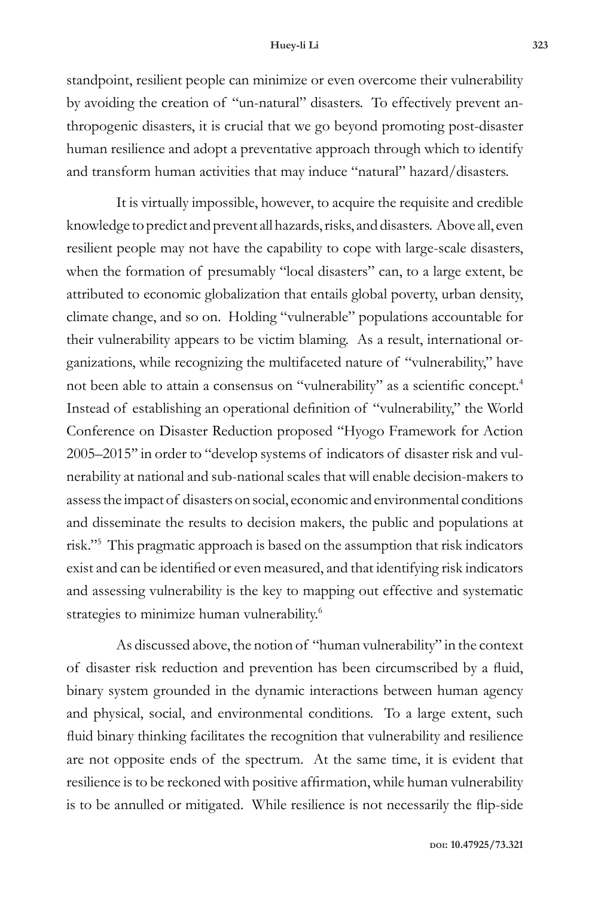standpoint, resilient people can minimize or even overcome their vulnerability by avoiding the creation of "un-natural" disasters. To effectively prevent anthropogenic disasters, it is crucial that we go beyond promoting post-disaster human resilience and adopt a preventative approach through which to identify and transform human activities that may induce "natural" hazard/disasters.

It is virtually impossible, however, to acquire the requisite and credible knowledge to predict and prevent all hazards, risks, and disasters. Above all, even resilient people may not have the capability to cope with large-scale disasters, when the formation of presumably "local disasters" can, to a large extent, be attributed to economic globalization that entails global poverty, urban density, climate change, and so on. Holding "vulnerable" populations accountable for their vulnerability appears to be victim blaming. As a result, international organizations, while recognizing the multifaceted nature of "vulnerability," have not been able to attain a consensus on "vulnerability" as a scientific concept.[4] Instead of establishing an operational definition of "vulnerability," the World Conference on Disaster Reduction proposed "Hyogo Framework for Action 2005–2015" in order to "develop systems of indicators of disaster risk and vulnerability at national and sub-national scales that will enable decision-makers to assess the impact of disasters on social, economic and environmental conditions and disseminate the results to decision makers, the public and populations at risk."[5] This pragmatic approach is based on the assumption that risk indicators exist and can be identified or even measured, and that identifying risk indicators and assessing vulnerability is the key to mapping out effective and systematic strategies to minimize human vulnerability.[6]

As discussed above, the notion of "human vulnerability" in the context of disaster risk reduction and prevention has been circumscribed by a fluid, binary system grounded in the dynamic interactions between human agency and physical, social, and environmental conditions. To a large extent, such fluid binary thinking facilitates the recognition that vulnerability and resilience are not opposite ends of the spectrum. At the same time, it is evident that resilience is to be reckoned with positive affirmation, while human vulnerability is to be annulled or mitigated. While resilience is not necessarily the flip-side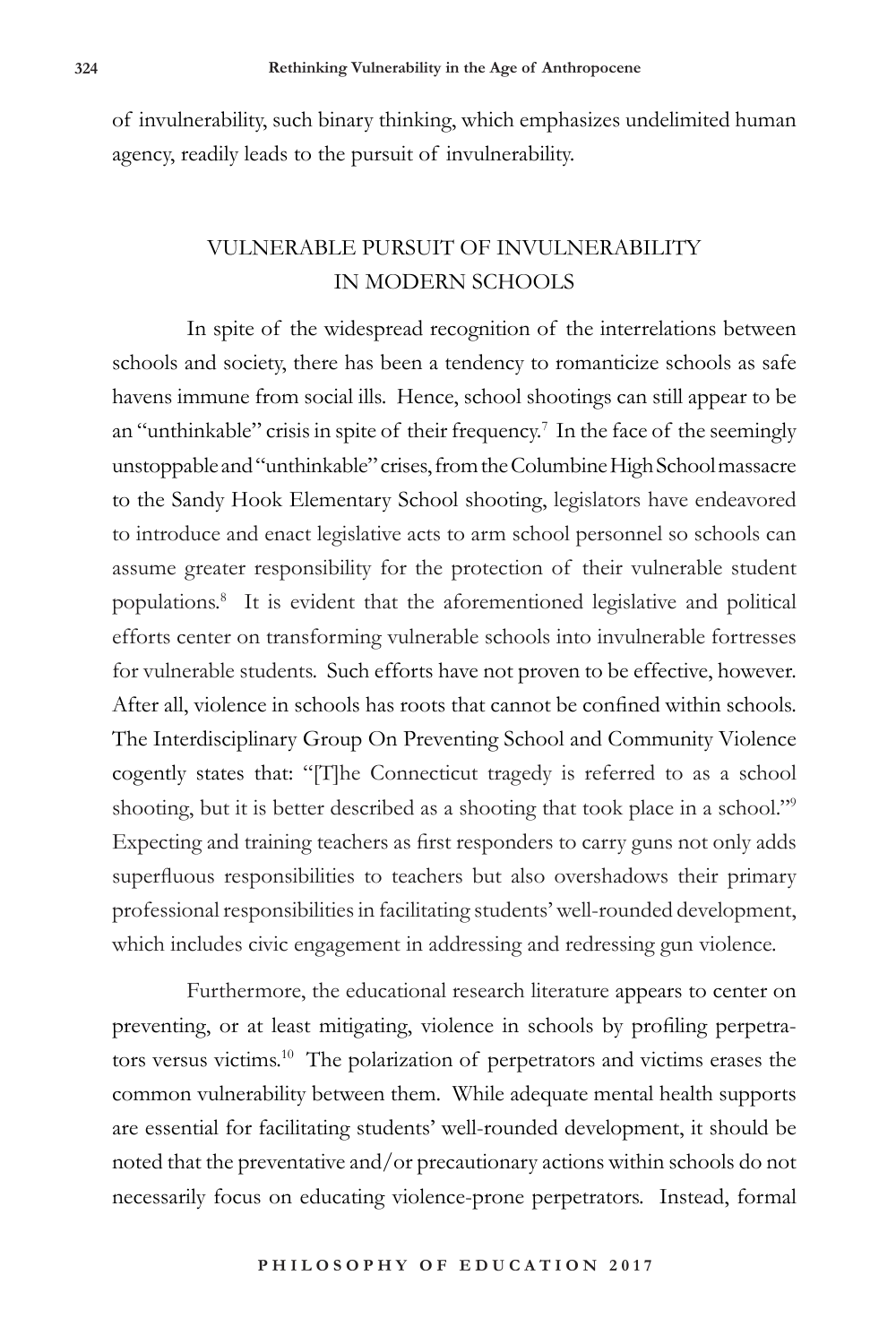of invulnerability, such binary thinking, which emphasizes undelimited human agency, readily leads to the pursuit of invulnerability.

## VULNERABLE PURSUIT OF INVULNERABILITY IN MODERN SCHOOLS

In spite of the widespread recognition of the interrelations between schools and society, there has been a tendency to romanticize schools as safe havens immune from social ills. Hence, school shootings can still appear to be an "unthinkable" crisis in spite of their frequency.[7] In the face of the seemingly unstoppable and "unthinkable" crises, from the Columbine High School massacre to the Sandy Hook Elementary School shooting, legislators have endeavored to introduce and enact legislative acts to arm school personnel so schools can assume greater responsibility for the protection of their vulnerable student populations.[8] It is evident that the aforementioned legislative and political efforts center on transforming vulnerable schools into invulnerable fortresses for vulnerable students. Such efforts have not proven to be effective, however. After all, violence in schools has roots that cannot be confined within schools. The Interdisciplinary Group On Preventing School and Community Violence cogently states that: "[T]he Connecticut tragedy is referred to as a school shooting, but it is better described as a shooting that took place in a school."[9] Expecting and training teachers as first responders to carry guns not only adds superfluous responsibilities to teachers but also overshadows their primary professional responsibilities in facilitating students' well-rounded development, which includes civic engagement in addressing and redressing gun violence.

Furthermore, the educational research literature appears to center on preventing, or at least mitigating, violence in schools by profiling perpetrators versus victims.[10] The polarization of perpetrators and victims erases the common vulnerability between them. While adequate mental health supports are essential for facilitating students' well-rounded development, it should be noted that the preventative and/or precautionary actions within schools do not necessarily focus on educating violence-prone perpetrators. Instead, formal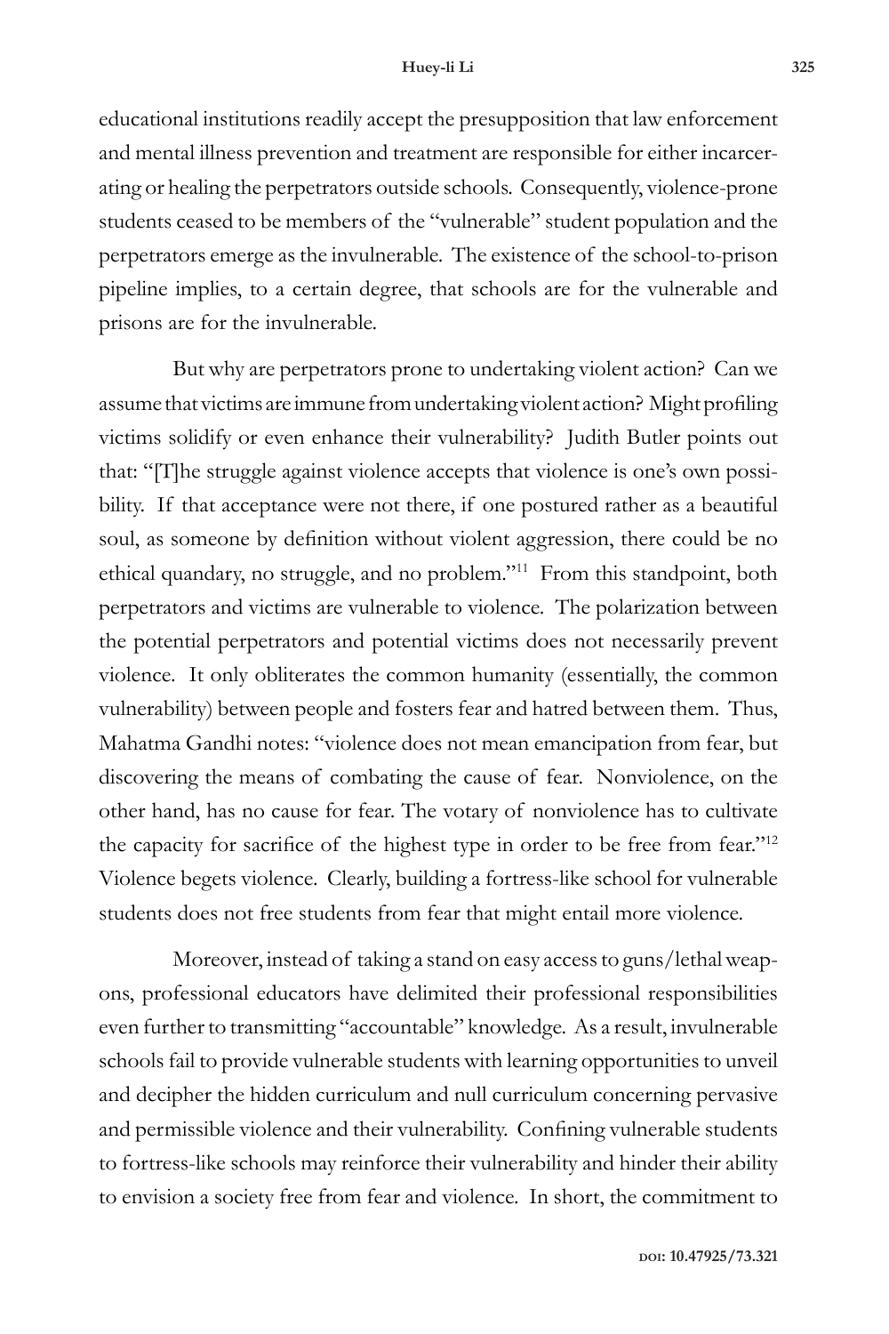educational institutions readily accept the presupposition that law enforcement and mental illness prevention and treatment are responsible for either incarcerating or healing the perpetrators outside schools. Consequently, violence-prone students ceased to be members of the "vulnerable" student population and the perpetrators emerge as the invulnerable. The existence of the school-to-prison pipeline implies, to a certain degree, that schools are for the vulnerable and prisons are for the invulnerable.

But why are perpetrators prone to undertaking violent action? Can we assume that victims are immune from undertaking violent action? Might profiling victims solidify or even enhance their vulnerability? Judith Butler points out that: "[T]he struggle against violence accepts that violence is one's own possibility. If that acceptance were not there, if one postured rather as a beautiful soul, as someone by definition without violent aggression, there could be no ethical quandary, no struggle, and no problem."[11] From this standpoint, both perpetrators and victims are vulnerable to violence. The polarization between the potential perpetrators and potential victims does not necessarily prevent violence. It only obliterates the common humanity (essentially, the common vulnerability) between people and fosters fear and hatred between them. Thus, Mahatma Gandhi notes: "violence does not mean emancipation from fear, but discovering the means of combating the cause of fear. Nonviolence, on the other hand, has no cause for fear. The votary of nonviolence has to cultivate the capacity for sacrifice of the highest type in order to be free from fear."[12] Violence begets violence. Clearly, building a fortress-like school for vulnerable students does not free students from fear that might entail more violence.

Moreover, instead of taking a stand on easy access to guns/lethal weapons, professional educators have delimited their professional responsibilities even further to transmitting "accountable" knowledge. As a result, invulnerable schools fail to provide vulnerable students with learning opportunities to unveil and decipher the hidden curriculum and null curriculum concerning pervasive and permissible violence and their vulnerability. Confining vulnerable students to fortress-like schools may reinforce their vulnerability and hinder their ability to envision a society free from fear and violence. In short, the commitment to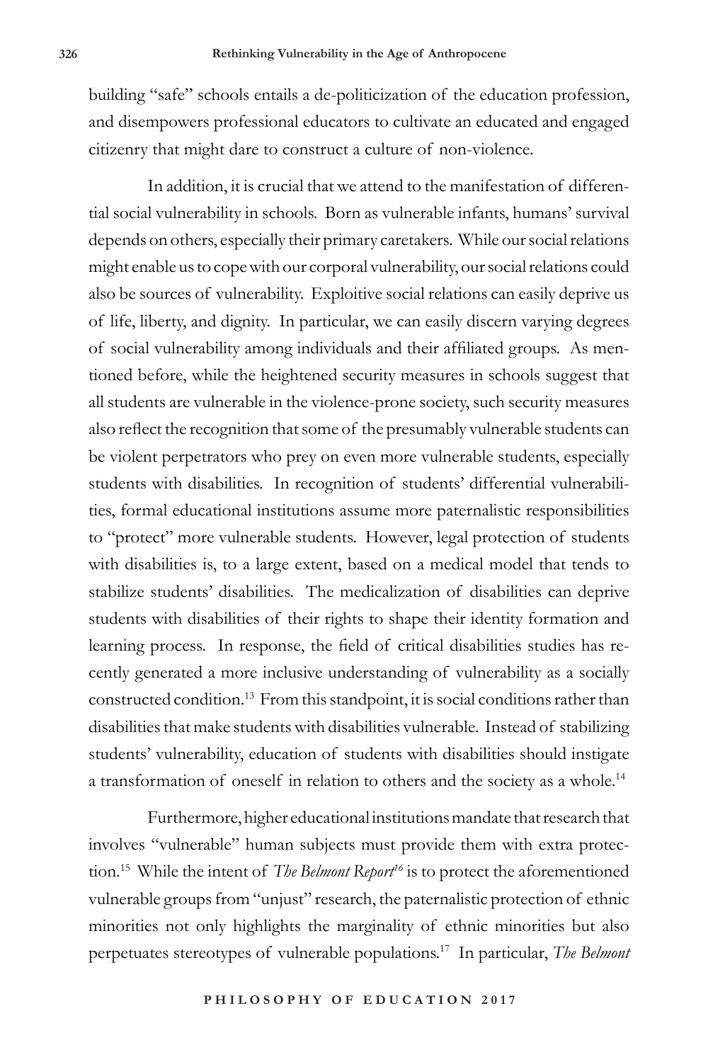building "safe" schools entails a de-politicization of the education profession, and disempowers professional educators to cultivate an educated and engaged citizenry that might dare to construct a culture of non-violence.

In addition, it is crucial that we attend to the manifestation of differential social vulnerability in schools. Born as vulnerable infants, humans' survival depends on others, especially their primary caretakers. While our social relations might enable us to cope with our corporal vulnerability, our social relations could also be sources of vulnerability. Exploitive social relations can easily deprive us of life, liberty, and dignity. In particular, we can easily discern varying degrees of social vulnerability among individuals and their affiliated groups. As mentioned before, while the heightened security measures in schools suggest that all students are vulnerable in the violence-prone society, such security measures also reflect the recognition that some of the presumably vulnerable students can be violent perpetrators who prey on even more vulnerable students, especially students with disabilities. In recognition of students' differential vulnerabilities, formal educational institutions assume more paternalistic responsibilities to "protect" more vulnerable students. However, legal protection of students with disabilities is, to a large extent, based on a medical model that tends to stabilize students' disabilities. The medicalization of disabilities can deprive students with disabilities of their rights to shape their identity formation and learning process. In response, the field of critical disabilities studies has recently generated a more inclusive understanding of vulnerability as a socially constructed condition.[13] From this standpoint, it is social conditions rather than disabilities that make students with disabilities vulnerable. Instead of stabilizing students' vulnerability, education of students with disabilities should instigate a transformation of oneself in relation to others and the society as a whole.[14]

Furthermore, higher educational institutions mandate that research that involves "vulnerable" human subjects must provide them with extra protection.[15] While the intent of *The Belmont Report*[16] is to protect the aforementioned vulnerable groups from "unjust" research, the paternalistic protection of ethnic minorities not only highlights the marginality of ethnic minorities but also perpetuates stereotypes of vulnerable populations.[17] In particular, *The Belmont*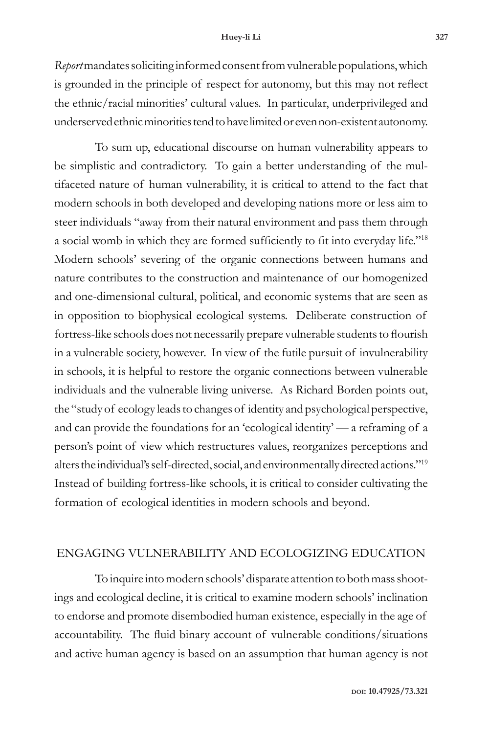*Report* mandates soliciting informed consent from vulnerable populations, which is grounded in the principle of respect for autonomy, but this may not reflect the ethnic/racial minorities' cultural values. In particular, underprivileged and underserved ethnic minorities tend to have limited or even non-existent autonomy.

To sum up, educational discourse on human vulnerability appears to be simplistic and contradictory. To gain a better understanding of the multifaceted nature of human vulnerability, it is critical to attend to the fact that modern schools in both developed and developing nations more or less aim to steer individuals "away from their natural environment and pass them through a social womb in which they are formed sufficiently to fit into everyday life."[18] Modern schools' severing of the organic connections between humans and nature contributes to the construction and maintenance of our homogenized and one-dimensional cultural, political, and economic systems that are seen as in opposition to biophysical ecological systems. Deliberate construction of fortress-like schools does not necessarily prepare vulnerable students to flourish in a vulnerable society, however. In view of the futile pursuit of invulnerability in schools, it is helpful to restore the organic connections between vulnerable individuals and the vulnerable living universe. As Richard Borden points out, the "study of ecology leads to changes of identity and psychological perspective, and can provide the foundations for an 'ecological identity' — a reframing of a person's point of view which restructures values, reorganizes perceptions and alters the individual's self-directed, social, and environmentally directed actions."[19] Instead of building fortress-like schools, it is critical to consider cultivating the formation of ecological identities in modern schools and beyond.

## ENGAGING VULNERABILITY AND ECOLOGIZING EDUCATION

To inquire into modern schools' disparate attention to both mass shootings and ecological decline, it is critical to examine modern schools' inclination to endorse and promote disembodied human existence, especially in the age of accountability. The fluid binary account of vulnerable conditions/situations and active human agency is based on an assumption that human agency is not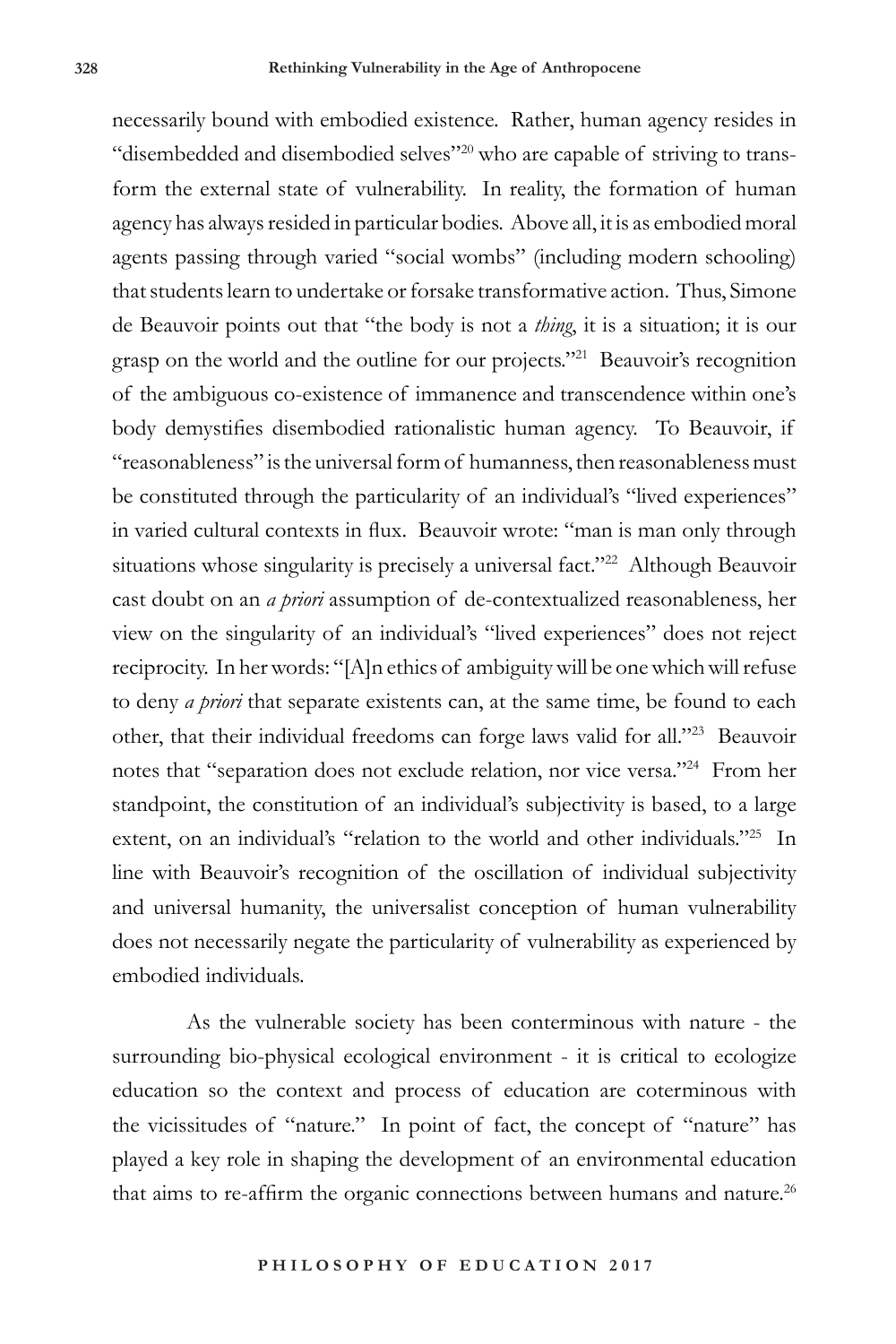necessarily bound with embodied existence. Rather, human agency resides in "disembedded and disembodied selves"[20] who are capable of striving to transform the external state of vulnerability. In reality, the formation of human agency has always resided in particular bodies. Above all, it is as embodied moral agents passing through varied "social wombs" (including modern schooling) that students learn to undertake or forsake transformative action. Thus, Simone de Beauvoir points out that "the body is not a *thing*, it is a situation; it is our grasp on the world and the outline for our projects."[21] Beauvoir's recognition of the ambiguous co-existence of immanence and transcendence within one's body demystifies disembodied rationalistic human agency. To Beauvoir, if "reasonableness" is the universal form of humanness, then reasonableness must be constituted through the particularity of an individual's "lived experiences" in varied cultural contexts in flux. Beauvoir wrote: "man is man only through situations whose singularity is precisely a universal fact."[22] Although Beauvoir cast doubt on an *a priori* assumption of de-contextualized reasonableness, her view on the singularity of an individual's "lived experiences" does not reject reciprocity. In her words: "[A]n ethics of ambiguity will be one which will refuse to deny *a priori* that separate existents can, at the same time, be found to each other, that their individual freedoms can forge laws valid for all."[23] Beauvoir notes that "separation does not exclude relation, nor vice versa."[24] From her standpoint, the constitution of an individual's subjectivity is based, to a large extent, on an individual's "relation to the world and other individuals."[25] In line with Beauvoir's recognition of the oscillation of individual subjectivity and universal humanity, the universalist conception of human vulnerability does not necessarily negate the particularity of vulnerability as experienced by embodied individuals.

As the vulnerable society has been conterminous with nature - the surrounding bio-physical ecological environment - it is critical to ecologize education so the context and process of education are coterminous with the vicissitudes of "nature." In point of fact, the concept of "nature" has played a key role in shaping the development of an environmental education that aims to re-affirm the organic connections between humans and nature.[26]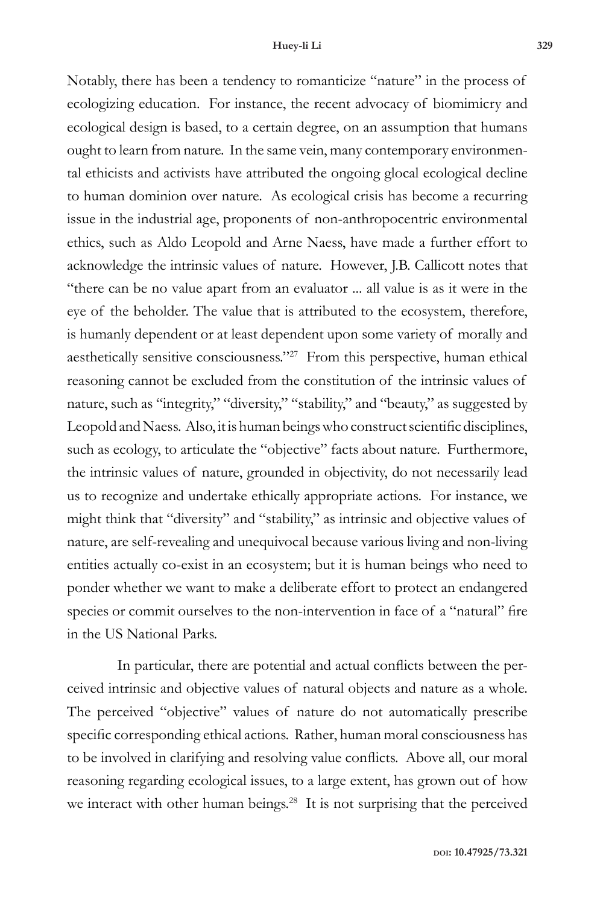Notably, there has been a tendency to romanticize "nature" in the process of ecologizing education. For instance, the recent advocacy of biomimicry and ecological design is based, to a certain degree, on an assumption that humans ought to learn from nature. In the same vein, many contemporary environmental ethicists and activists have attributed the ongoing glocal ecological decline to human dominion over nature. As ecological crisis has become a recurring issue in the industrial age, proponents of non-anthropocentric environmental ethics, such as Aldo Leopold and Arne Naess, have made a further effort to acknowledge the intrinsic values of nature. However, J.B. Callicott notes that "there can be no value apart from an evaluator ... all value is as it were in the eye of the beholder. The value that is attributed to the ecosystem, therefore, is humanly dependent or at least dependent upon some variety of morally and aesthetically sensitive consciousness."[27] From this perspective, human ethical reasoning cannot be excluded from the constitution of the intrinsic values of nature, such as "integrity," "diversity," "stability," and "beauty," as suggested by Leopold and Naess. Also, it is human beings who construct scientific disciplines, such as ecology, to articulate the "objective" facts about nature. Furthermore, the intrinsic values of nature, grounded in objectivity, do not necessarily lead us to recognize and undertake ethically appropriate actions. For instance, we might think that "diversity" and "stability," as intrinsic and objective values of nature, are self-revealing and unequivocal because various living and non-living entities actually co-exist in an ecosystem; but it is human beings who need to ponder whether we want to make a deliberate effort to protect an endangered species or commit ourselves to the non-intervention in face of a "natural" fire in the US National Parks.

In particular, there are potential and actual conflicts between the perceived intrinsic and objective values of natural objects and nature as a whole. The perceived "objective" values of nature do not automatically prescribe specific corresponding ethical actions. Rather, human moral consciousness has to be involved in clarifying and resolving value conflicts. Above all, our moral reasoning regarding ecological issues, to a large extent, has grown out of how we interact with other human beings.[28] It is not surprising that the perceived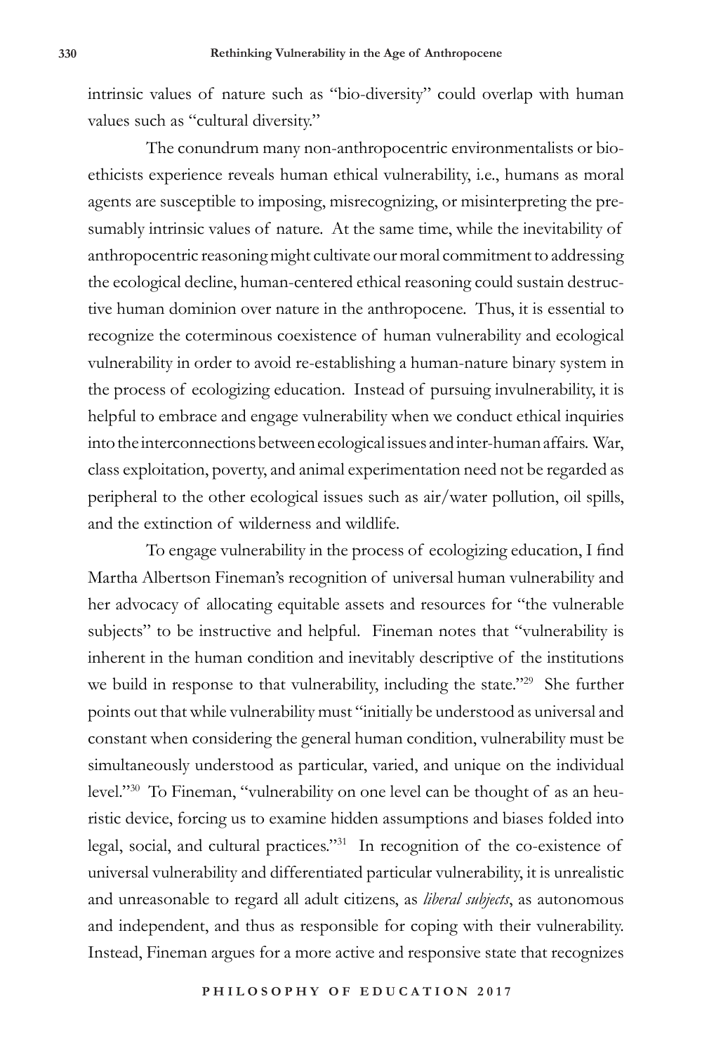intrinsic values of nature such as "bio-diversity" could overlap with human values such as "cultural diversity."

The conundrum many non-anthropocentric environmentalists or bioethicists experience reveals human ethical vulnerability, i.e., humans as moral agents are susceptible to imposing, misrecognizing, or misinterpreting the presumably intrinsic values of nature. At the same time, while the inevitability of anthropocentric reasoning might cultivate our moral commitment to addressing the ecological decline, human-centered ethical reasoning could sustain destructive human dominion over nature in the anthropocene. Thus, it is essential to recognize the coterminous coexistence of human vulnerability and ecological vulnerability in order to avoid re-establishing a human-nature binary system in the process of ecologizing education. Instead of pursuing invulnerability, it is helpful to embrace and engage vulnerability when we conduct ethical inquiries into the interconnections between ecological issues and inter-human affairs. War, class exploitation, poverty, and animal experimentation need not be regarded as peripheral to the other ecological issues such as air/water pollution, oil spills, and the extinction of wilderness and wildlife.

To engage vulnerability in the process of ecologizing education, I find Martha Albertson Fineman's recognition of universal human vulnerability and her advocacy of allocating equitable assets and resources for "the vulnerable subjects" to be instructive and helpful. Fineman notes that "vulnerability is inherent in the human condition and inevitably descriptive of the institutions we build in response to that vulnerability, including the state."[29] She further points out that while vulnerability must "initially be understood as universal and constant when considering the general human condition, vulnerability must be simultaneously understood as particular, varied, and unique on the individual level."[30] To Fineman, "vulnerability on one level can be thought of as an heuristic device, forcing us to examine hidden assumptions and biases folded into legal, social, and cultural practices."[31] In recognition of the co-existence of universal vulnerability and differentiated particular vulnerability, it is unrealistic and unreasonable to regard all adult citizens, as *liberal subjects*, as autonomous and independent, and thus as responsible for coping with their vulnerability. Instead, Fineman argues for a more active and responsive state that recognizes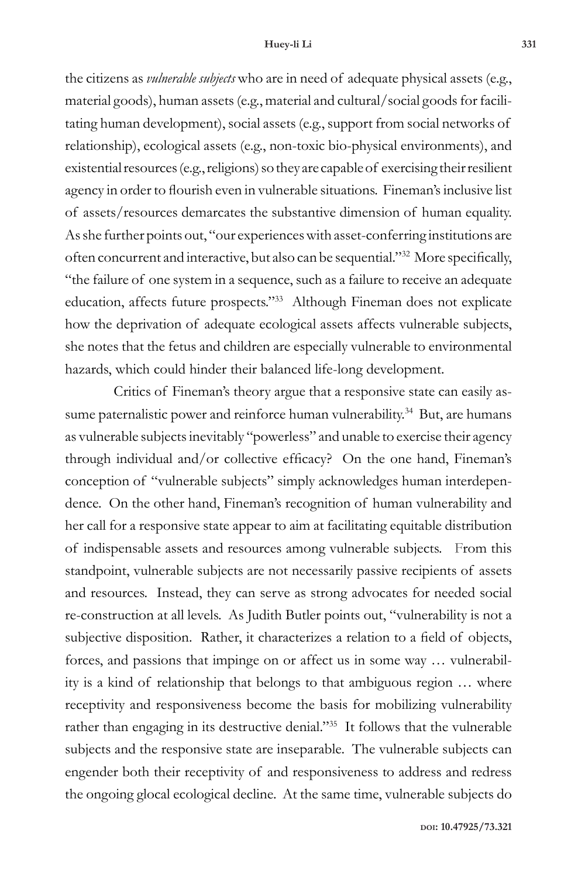the citizens as *vulnerable subjects* who are in need of adequate physical assets (e.g., material goods), human assets (e.g., material and cultural/social goods for facilitating human development), social assets (e.g., support from social networks of relationship), ecological assets (e.g., non-toxic bio-physical environments), and existential resources (e.g., religions) so they are capable of exercising their resilient agency in order to flourish even in vulnerable situations. Fineman's inclusive list of assets/resources demarcates the substantive dimension of human equality. As she further points out, "our experiences with asset-conferring institutions are often concurrent and interactive, but also can be sequential."[32] More specifically, "the failure of one system in a sequence, such as a failure to receive an adequate education, affects future prospects."[33] Although Fineman does not explicate how the deprivation of adequate ecological assets affects vulnerable subjects, she notes that the fetus and children are especially vulnerable to environmental hazards, which could hinder their balanced life-long development.

Critics of Fineman's theory argue that a responsive state can easily assume paternalistic power and reinforce human vulnerability.[34] But, are humans as vulnerable subjects inevitably "powerless" and unable to exercise their agency through individual and/or collective efficacy? On the one hand, Fineman's conception of "vulnerable subjects" simply acknowledges human interdependence. On the other hand, Fineman's recognition of human vulnerability and her call for a responsive state appear to aim at facilitating equitable distribution of indispensable assets and resources among vulnerable subjects. From this standpoint, vulnerable subjects are not necessarily passive recipients of assets and resources. Instead, they can serve as strong advocates for needed social re-construction at all levels. As Judith Butler points out, "vulnerability is not a subjective disposition. Rather, it characterizes a relation to a field of objects, forces, and passions that impinge on or affect us in some way … vulnerability is a kind of relationship that belongs to that ambiguous region … where receptivity and responsiveness become the basis for mobilizing vulnerability rather than engaging in its destructive denial."[35] It follows that the vulnerable subjects and the responsive state are inseparable. The vulnerable subjects can engender both their receptivity of and responsiveness to address and redress the ongoing glocal ecological decline. At the same time, vulnerable subjects do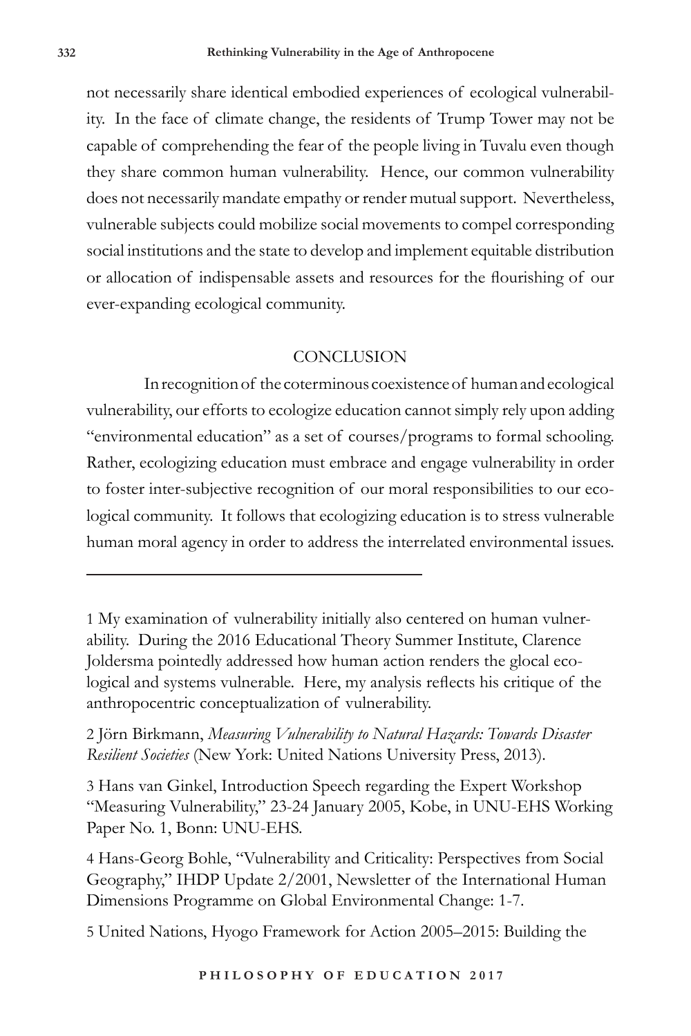not necessarily share identical embodied experiences of ecological vulnerability. In the face of climate change, the residents of Trump Tower may not be capable of comprehending the fear of the people living in Tuvalu even though they share common human vulnerability. Hence, our common vulnerability does not necessarily mandate empathy or render mutual support. Nevertheless, vulnerable subjects could mobilize social movements to compel corresponding social institutions and the state to develop and implement equitable distribution or allocation of indispensable assets and resources for the flourishing of our ever-expanding ecological community.

## CONCLUSION

In recognition of the coterminous coexistence of human and ecological vulnerability, our efforts to ecologize education cannot simply rely upon adding "environmental education" as a set of courses/programs to formal schooling. Rather, ecologizing education must embrace and engage vulnerability in order to foster inter-subjective recognition of our moral responsibilities to our ecological community. It follows that ecologizing education is to stress vulnerable human moral agency in order to address the interrelated environmental issues.

---

1 My examination of vulnerability initially also centered on human vulnerability. During the 2016 Educational Theory Summer Institute, Clarence Joldersma pointedly addressed how human action renders the glocal ecological and systems vulnerable. Here, my analysis reflects his critique of the anthropocentric conceptualization of vulnerability.

2 Jörn Birkmann, *Measuring Vulnerability to Natural Hazards: Towards Disaster Resilient Societies* (New York: United Nations University Press, 2013).

3 Hans van Ginkel, Introduction Speech regarding the Expert Workshop "Measuring Vulnerability," 23-24 January 2005, Kobe, in UNU-EHS Working Paper No. 1, Bonn: UNU-EHS.

4 Hans-Georg Bohle, "Vulnerability and Criticality: Perspectives from Social Geography," IHDP Update 2/2001, Newsletter of the International Human Dimensions Programme on Global Environmental Change: 1-7.

5 United Nations, Hyogo Framework for Action 2005–2015: Building the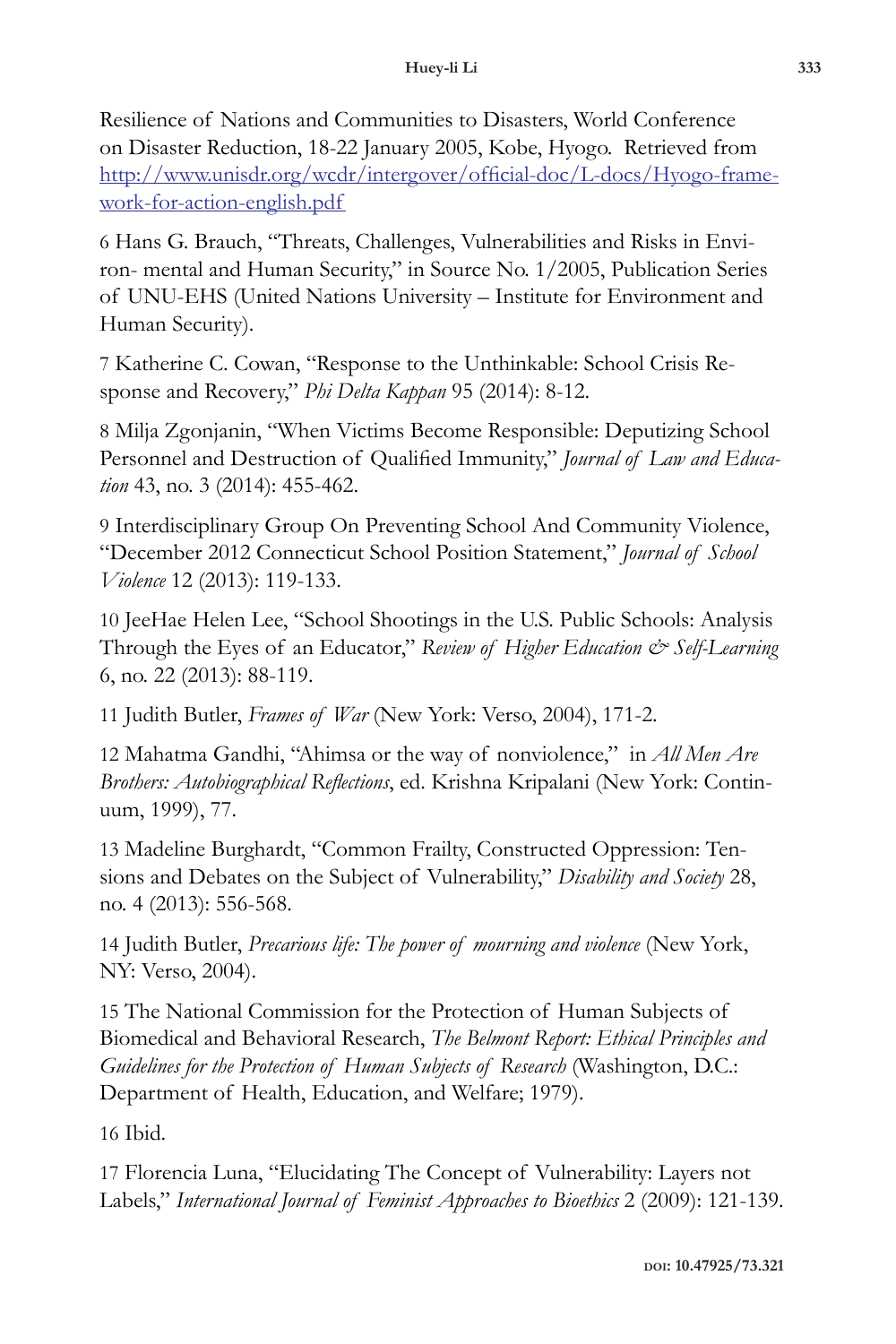Resilience of Nations and Communities to Disasters, World Conference on Disaster Reduction, 18-22 January 2005, Kobe, Hyogo. Retrieved from [http://www.unisdr.org/wcdr/intergover/official-doc/L-docs/Hyogo-framework-for-action-english.pdf](http://www.unisdr.org/wcdr/intergover/official-doc/L-docs/Hyogo-framework-for-action-english.pdf)

6 Hans G. Brauch, "Threats, Challenges, Vulnerabilities and Risks in Environ- mental and Human Security," in Source No. 1/2005, Publication Series of UNU-EHS (United Nations University – Institute for Environment and Human Security).

7 Katherine C. Cowan, "Response to the Unthinkable: School Crisis Response and Recovery," *Phi Delta Kappan* 95 (2014): 8-12.

8 Milja Zgonjanin, "When Victims Become Responsible: Deputizing School Personnel and Destruction of Qualified Immunity," *Journal of Law and Education* 43, no. 3 (2014): 455-462.

9 Interdisciplinary Group On Preventing School And Community Violence, "December 2012 Connecticut School Position Statement," *Journal of School Violence* 12 (2013): 119-133.

10 JeeHae Helen Lee, "School Shootings in the U.S. Public Schools: Analysis Through the Eyes of an Educator," *Review of Higher Education & Self-Learning* 6, no. 22 (2013): 88-119.

11 Judith Butler, *Frames of War* (New York: Verso, 2004), 171-2.

12 Mahatma Gandhi, "Ahimsa or the way of nonviolence," in *All Men Are Brothers: Autobiographical Reflections*, ed. Krishna Kripalani (New York: Continuum, 1999), 77.

13 Madeline Burghardt, "Common Frailty, Constructed Oppression: Tensions and Debates on the Subject of Vulnerability," *Disability and Society* 28, no. 4 (2013): 556-568.

14 Judith Butler, *Precarious life: The power of mourning and violence* (New York, NY: Verso, 2004).

15 The National Commission for the Protection of Human Subjects of Biomedical and Behavioral Research, *The Belmont Report: Ethical Principles and Guidelines for the Protection of Human Subjects of Research* (Washington, D.C.: Department of Health, Education, and Welfare; 1979).

16 Ibid.

17 Florencia Luna, "Elucidating The Concept of Vulnerability: Layers not Labels," *International Journal of Feminist Approaches to Bioethics* 2 (2009): 121-139.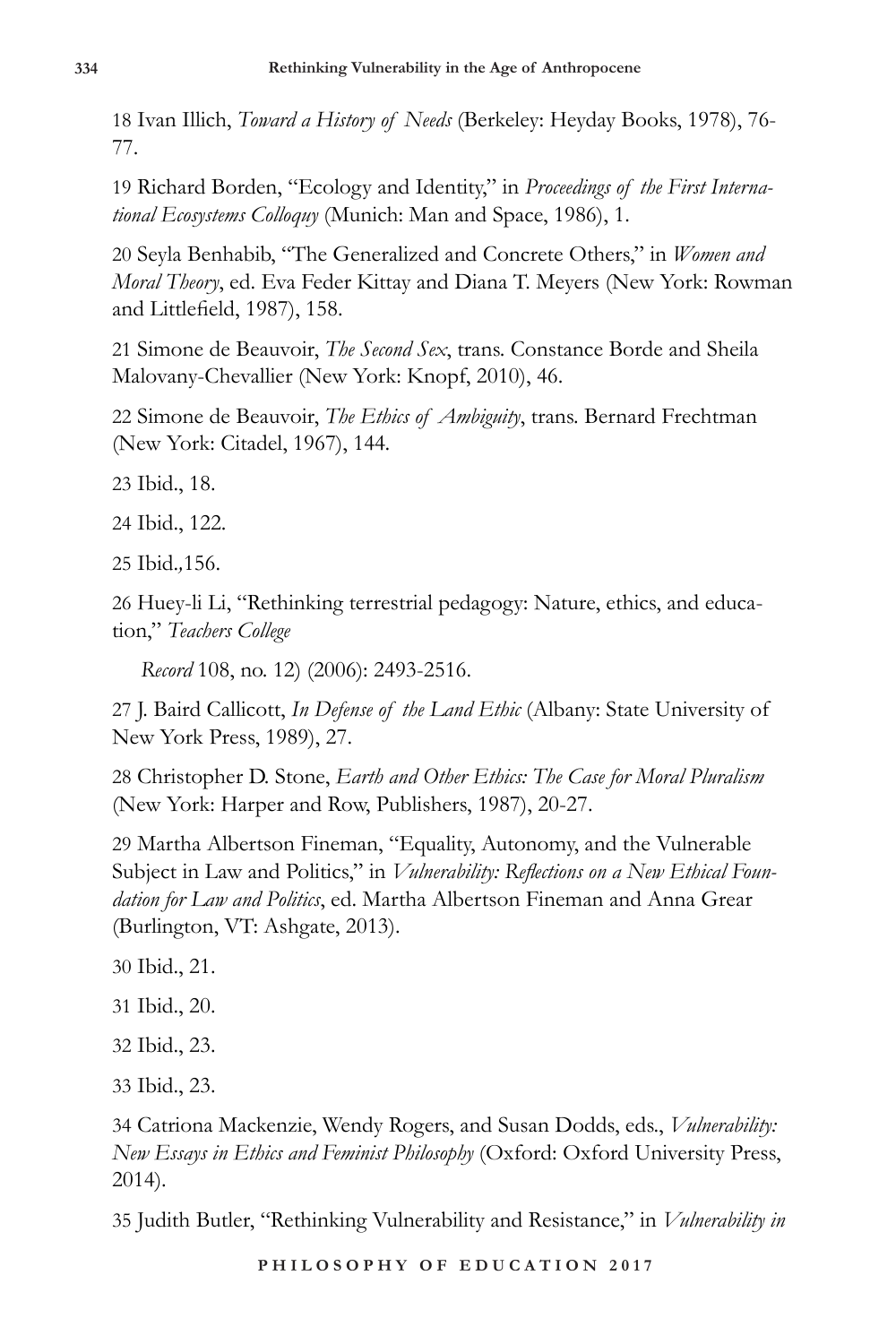18 Ivan Illich, *Toward a History of Needs* (Berkeley: Heyday Books, 1978), 76-77.

19 Richard Borden, "Ecology and Identity," in *Proceedings of the First International Ecosystems Colloquy* (Munich: Man and Space, 1986), 1.

20 Seyla Benhabib, "The Generalized and Concrete Others," in *Women and Moral Theory*, ed. Eva Feder Kittay and Diana T. Meyers (New York: Rowman and Littlefield, 1987), 158.

21 Simone de Beauvoir, *The Second Sex*, trans. Constance Borde and Sheila Malovany-Chevallier (New York: Knopf, 2010), 46.

22 Simone de Beauvoir, *The Ethics of Ambiguity*, trans. Bernard Frechtman (New York: Citadel, 1967), 144.

23 Ibid., 18.

24 Ibid., 122.

25 Ibid.,156.

26 Huey-li Li, "Rethinking terrestrial pedagogy: Nature, ethics, and education," *Teachers College Record* 108, no. 12) (2006): 2493-2516.

27 J. Baird Callicott, *In Defense of the Land Ethic* (Albany: State University of New York Press, 1989), 27.

28 Christopher D. Stone, *Earth and Other Ethics: The Case for Moral Pluralism* (New York: Harper and Row, Publishers, 1987), 20-27.

29 Martha Albertson Fineman, "Equality, Autonomy, and the Vulnerable Subject in Law and Politics," in *Vulnerability: Reflections on a New Ethical Foundation for Law and Politics*, ed. Martha Albertson Fineman and Anna Grear (Burlington, VT: Ashgate, 2013).

30 Ibid., 21.

31 Ibid., 20.

32 Ibid., 23.

33 Ibid., 23.

34 Catriona Mackenzie, Wendy Rogers, and Susan Dodds, eds., *Vulnerability: New Essays in Ethics and Feminist Philosophy* (Oxford: Oxford University Press, 2014).

35 Judith Butler, "Rethinking Vulnerability and Resistance," in *Vulnerability in*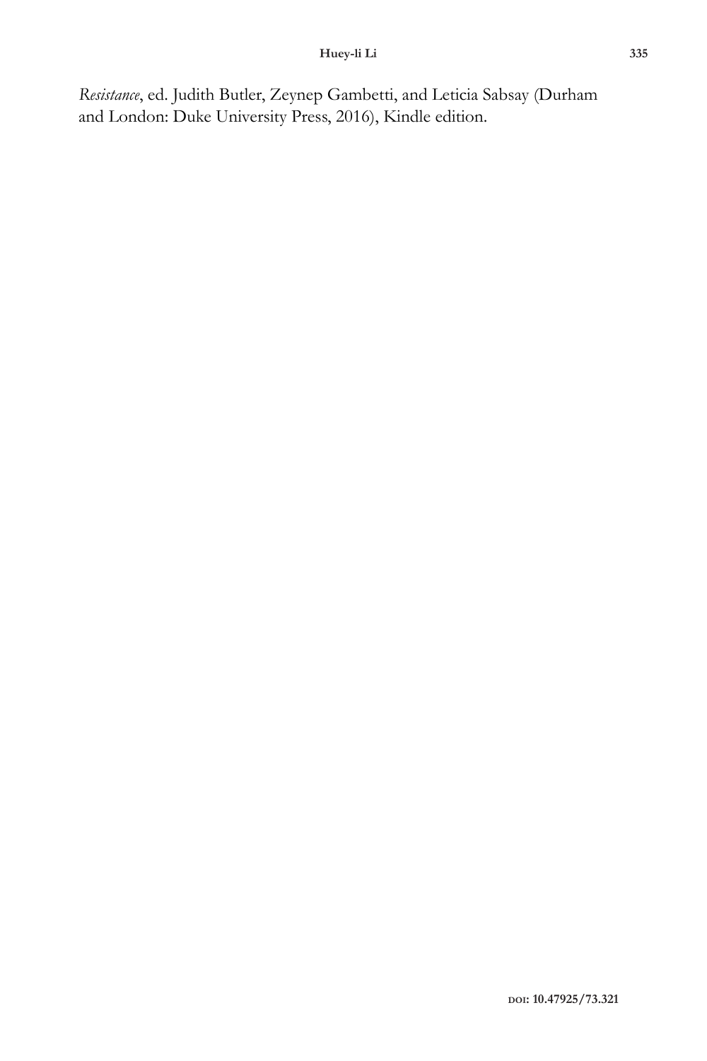*Resistance*, ed. Judith Butler, Zeynep Gambetti, and Leticia Sabsay (Durham and London: Duke University Press, 2016), Kindle edition.